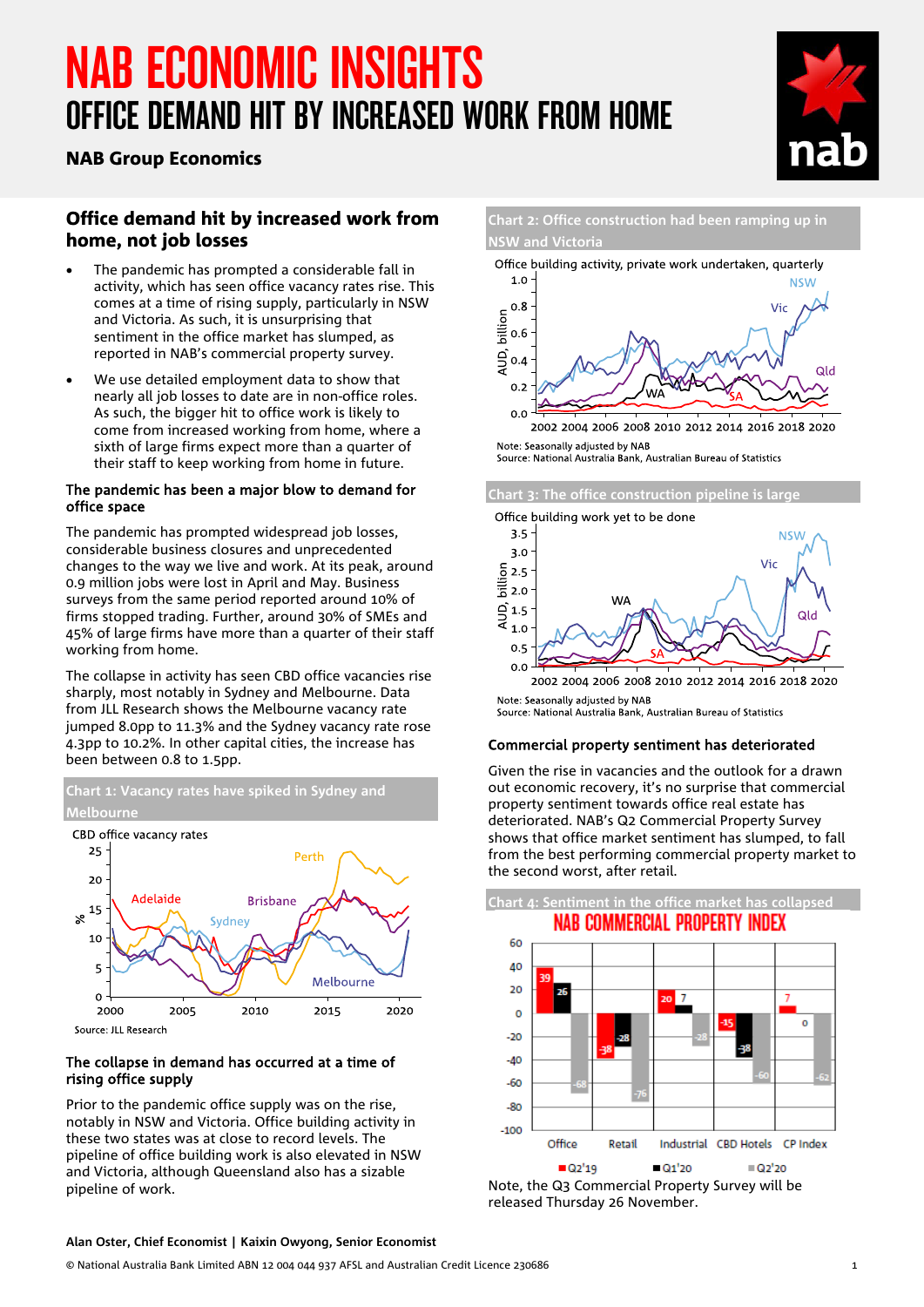# NAB ECONOMIC INSIGHTS

## OFFICE DEMAND HIT BY INCREASED WORK FROM HOME

**NAB Group Economics**

### Office demand hit by increased work from home, not job losses

- The pandemic has prompted a considerable fall in activity, which has seen office vacancy rates rise. This comes at a time of rising supply, particularly in NSW and Victoria. As such, it is unsurprising that sentiment in the office market has slumped, as reported in NAB's commercial property survey.
- We use detailed employment data to show that nearly all job losses to date are in non-office roles. As such, the bigger hit to office work is likely to come from increased working from home, where a sixth of large firms expect more than a quarter of their staff to keep working from home in future.

#### The pandemic has been a major blow to demand for office space

The pandemic has prompted widespread job losses, considerable business closures and unprecedented changes to the way we live and work. At its peak, around 0.9 million jobs were lost in April and May. Business surveys from the same period reported around 10% of firms stopped trading. Further, around 30% of SMEs and 45% of large firms have more than a quarter of their staff working from home.

The collapse in activity has seen CBD office vacancies rise sharply, most notably in Sydney and Melbourne. Data from JLL Research shows the Melbourne vacancy rate jumped 8.0pp to 11.3% and the Sydney vacancy rate rose 4.3pp to 10.2%. In other capital cities, the increase has been between 0.8 to 1.5pp.

**Chart 1: Vacancy rates have spiked in Sydney and Melbourne**

CBD office vacancy rates

%

25, 20, 15, 10, 5, 0

2000, 2005, 2010, 2015, 2020

Perth, Adelaide, Brisbane, Sydney, Melbourne

Source: JLL Research

#### The collapse in demand has occurred at a time of rising office supply

Prior to the pandemic office supply was on the rise, notably in NSW and Victoria. Office building activity in these two states was at close to record levels. The pipeline of office building work is also elevated in NSW and Victoria, although Queensland also has a sizable pipeline of work.

**Chart 2: Office construction had been ramping up in NSW and Victoria**

Office building activity, private work undertaken, quarterly

AUD, billion

1.0, 0.8, 0.6, 0.4, 0.2, 0.0

2002 2004 2006 2008 2010 2012 2014 2016 2018 2020

NSW, Vic, Qld, WA, SA

Note: Seasonally adjusted by NAB
Source: National Australia Bank, Australian Bureau of Statistics

**Chart 3: The office construction pipeline is large**

Office building work yet to be done

AUD, billion

3.5, 3.0, 2.5, 2.0, 1.5, 1.0, 0.5, 0.0

2002 2004 2006 2008 2010 2012 2014 2016 2018 2020

NSW, Vic, WA, Qld, SA

Note: Seasonally adjusted by NAB
Source: National Australia Bank, Australian Bureau of Statistics

#### Commercial property sentiment has deteriorated

Given the rise in vacancies and the outlook for a drawn out economic recovery, it's no surprise that commercial property sentiment towards office real estate has deteriorated. NAB's Q2 Commercial Property Survey shows that office market sentiment has slumped, to fall from the best performing commercial property market to the second worst, after retail.

**Chart 4: Sentiment in the office market has collapsed**

NAB COMMERCIAL PROPERTY INDEX

60, 40, 20, 0, -20, -40, -60, -80, -100

Office: 39, 26, -68
Retail: -38, -28, -76
Industrial: 20, 7, -28
CBD Hotels: -15, -38, -60
CP Index: 7, 0, -62

Q2'19, Q1'20, Q2'20

Note, the Q3 Commercial Property Survey will be released Thursday 26 November.

**Alan Oster, Chief Economist | Kaixin Owyong, Senior Economist**

© National Australia Bank Limited ABN 12 004 044 937 AFSL and Australian Credit Licence 230686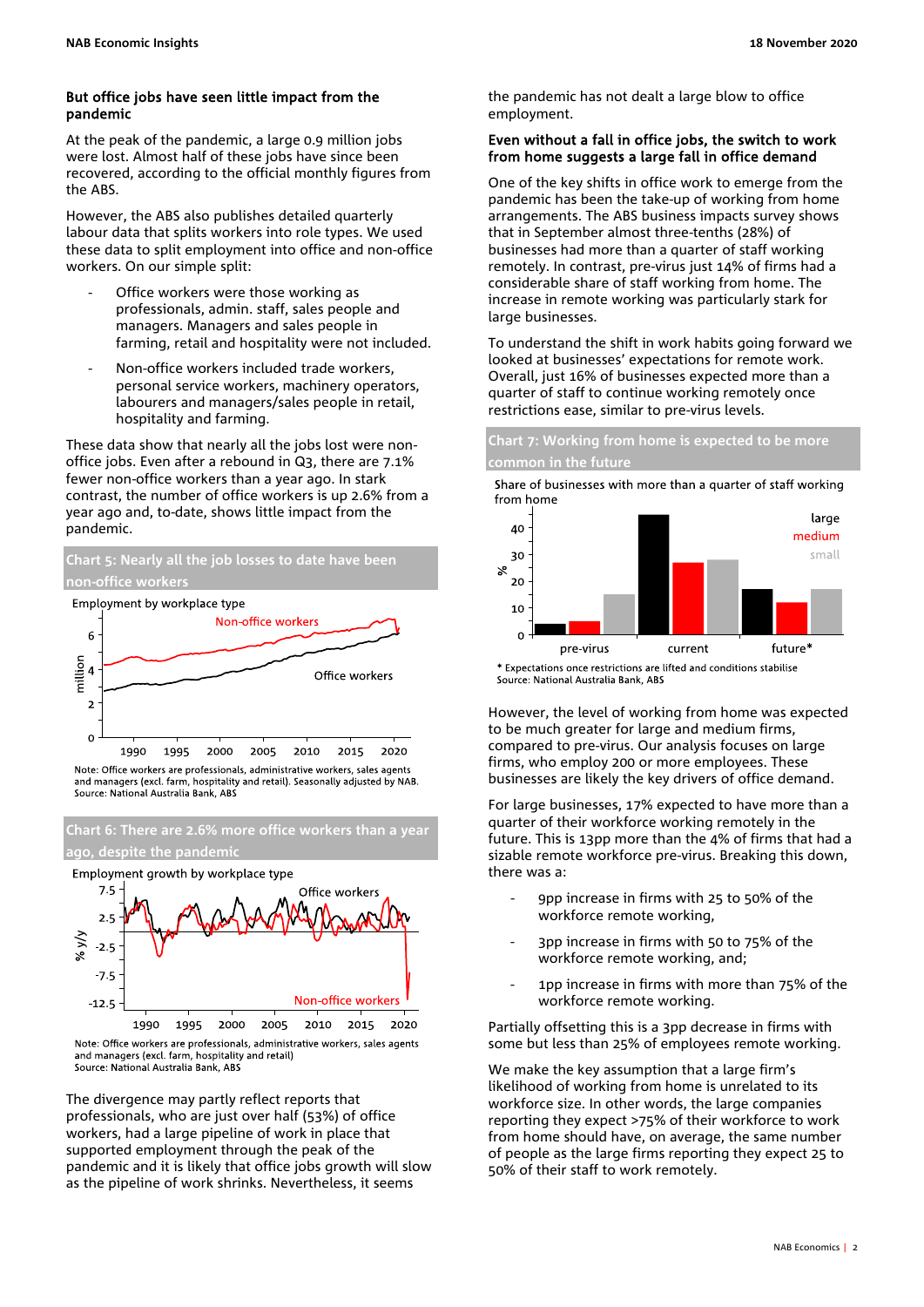### But office jobs have seen little impact from the pandemic

At the peak of the pandemic, a large 0.9 million jobs were lost. Almost half of these jobs have since been recovered, according to the official monthly figures from the ABS.

However, the ABS also publishes detailed quarterly labour data that splits workers into role types. We used these data to split employment into office and non-office workers. On our simple split:

- Office workers were those working as professionals, admin. staff, sales people and managers. Managers and sales people in farming, retail and hospitality were not included.
- Non-office workers included trade workers, personal service workers, machinery operators, labourers and managers/sales people in retail, hospitality and farming.

These data show that nearly all the jobs lost were non-office jobs. Even after a rebound in Q3, there are 7.1% fewer non-office workers than a year ago. In stark contrast, the number of office workers is up 2.6% from a year ago and, to-date, shows little impact from the pandemic.

**Chart 5: Nearly all the job losses to date have been non-office workers**

Employment by workplace type

Non-office workers

Office workers

million

0
2
4
6

1990 1995 2000 2005 2010 2015 2020

Note: Office workers are professionals, administrative workers, sales agents and managers (excl. farm, hospitality and retail). Seasonally adjusted by NAB.
Source: National Australia Bank, ABS

**Chart 6: There are 2.6% more office workers than a year ago, despite the pandemic**

Employment growth by workplace type

Office workers

Non-office workers

% y/y

7.5
2.5
-2.5
-7.5
-12.5

1990 1995 2000 2005 2010 2015 2020

Note: Office workers are professionals, administrative workers, sales agents and managers (excl. farm, hospitality and retail)
Source: National Australia Bank, ABS

The divergence may partly reflect reports that professionals, who are just over half (53%) of office workers, had a large pipeline of work in place that supported employment through the peak of the pandemic and it is likely that office jobs growth will slow as the pipeline of work shrinks. Nevertheless, it seems the pandemic has not dealt a large blow to office employment.

### Even without a fall in office jobs, the switch to work from home suggests a large fall in office demand

One of the key shifts in office work to emerge from the pandemic has been the take-up of working from home arrangements. The ABS business impacts survey shows that in September almost three-tenths (28%) of businesses had more than a quarter of staff working remotely. In contrast, pre-virus just 14% of firms had a considerable share of staff working from home. The increase in remote working was particularly stark for large businesses.

To understand the shift in work habits going forward we looked at businesses' expectations for remote work. Overall, just 16% of businesses expected more than a quarter of staff to continue working remotely once restrictions ease, similar to pre-virus levels.

**Chart 7: Working from home is expected to be more common in the future**

Share of businesses with more than a quarter of staff working from home

large
medium
small

%

0
10
20
30
40

pre-virus current future*

\* Expectations once restrictions are lifted and conditions stabilise
Source: National Australia Bank, ABS

However, the level of working from home was expected to be much greater for large and medium firms, compared to pre-virus. Our analysis focuses on large firms, who employ 200 or more employees. These businesses are likely the key drivers of office demand.

For large businesses, 17% expected to have more than a quarter of their workforce working remotely in the future. This is 13pp more than the 4% of firms that had a sizable remote workforce pre-virus. Breaking this down, there was a:

- 9pp increase in firms with 25 to 50% of the workforce remote working,
- 3pp increase in firms with 50 to 75% of the workforce remote working, and;
- 1pp increase in firms with more than 75% of the workforce remote working.

Partially offsetting this is a 3pp decrease in firms with some but less than 25% of employees remote working.

We make the key assumption that a large firm's likelihood of working from home is unrelated to its workforce size. In other words, the large companies reporting they expect >75% of their workforce to work from home should have, on average, the same number of people as the large firms reporting they expect 25 to 50% of their staff to work remotely.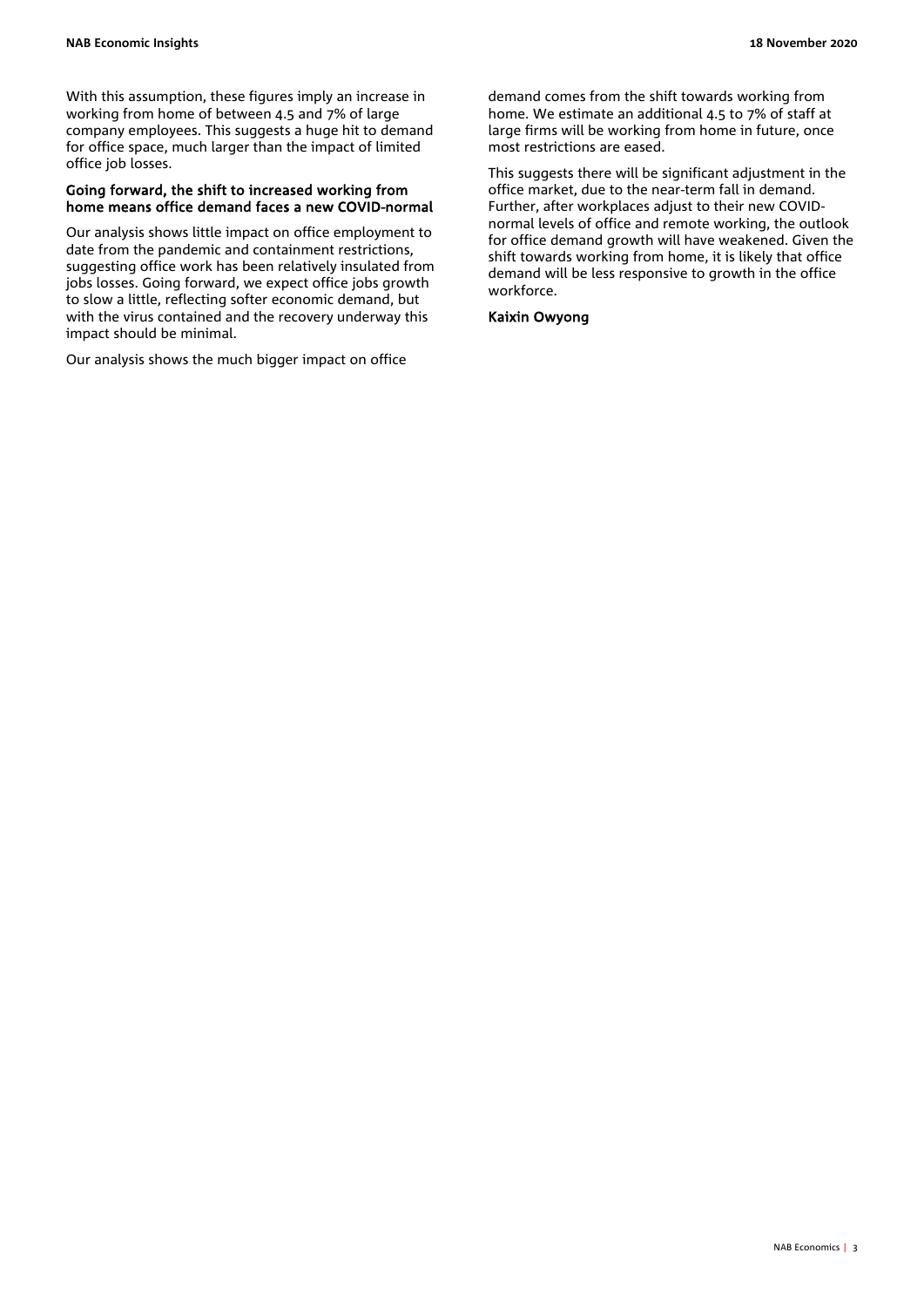With this assumption, these figures imply an increase in working from home of between 4.5 and 7% of large company employees. This suggests a huge hit to demand for office space, much larger than the impact of limited office job losses.

### Going forward, the shift to increased working from home means office demand faces a new COVID-normal

Our analysis shows little impact on office employment to date from the pandemic and containment restrictions, suggesting office work has been relatively insulated from jobs losses. Going forward, we expect office jobs growth to slow a little, reflecting softer economic demand, but with the virus contained and the recovery underway this impact should be minimal.

Our analysis shows the much bigger impact on office demand comes from the shift towards working from home. We estimate an additional 4.5 to 7% of staff at large firms will be working from home in future, once most restrictions are eased.

This suggests there will be significant adjustment in the office market, due to the near-term fall in demand. Further, after workplaces adjust to their new COVID-normal levels of office and remote working, the outlook for office demand growth will have weakened. Given the shift towards working from home, it is likely that office demand will be less responsive to growth in the office workforce.

**Kaixin Owyong**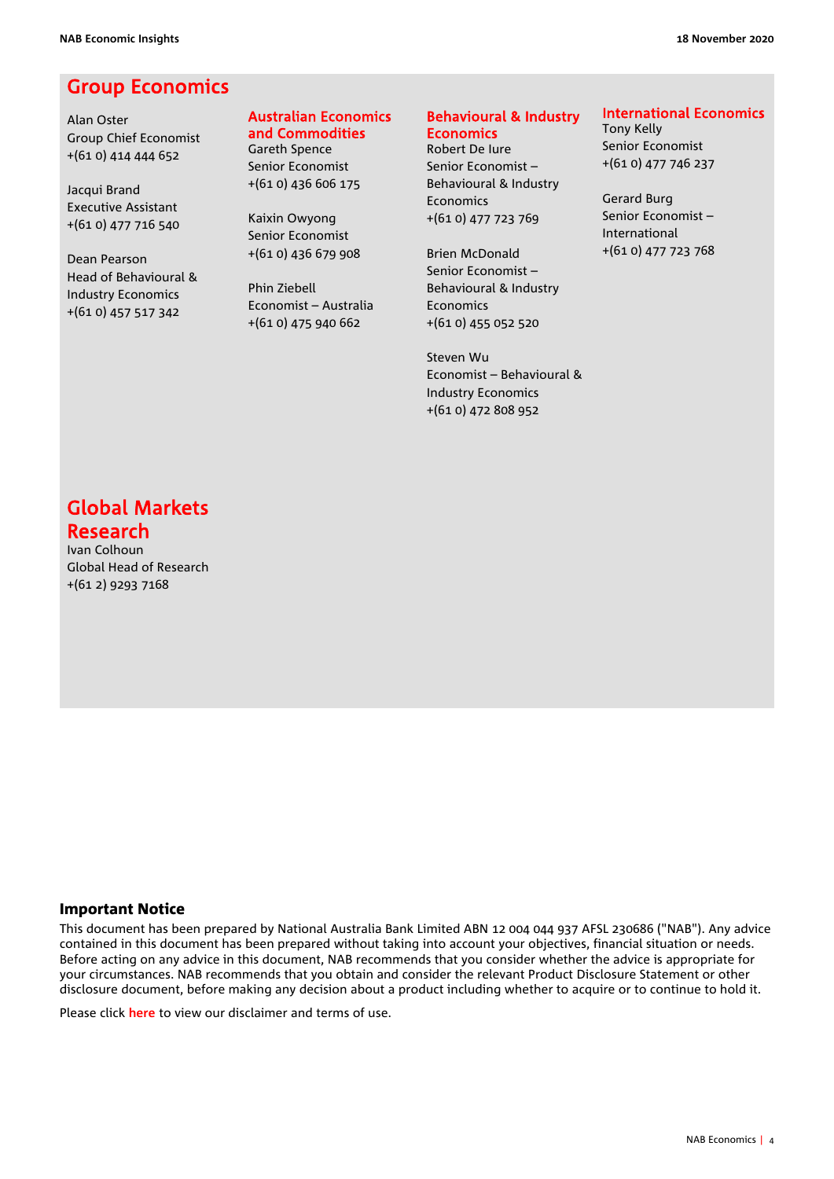## Group Economics

Alan Oster
Group Chief Economist
+(61 0) 414 444 652

Jacqui Brand
Executive Assistant
+(61 0) 477 716 540

Dean Pearson
Head of Behavioural & Industry Economics
+(61 0) 457 517 342

### Australian Economics and Commodities

Gareth Spence
Senior Economist
+(61 0) 436 606 175

Kaixin Owyong
Senior Economist
+(61 0) 436 679 908

Phin Ziebell
Economist – Australia
+(61 0) 475 940 662

### Behavioural & Industry Economics

Robert De Iure
Senior Economist – Behavioural & Industry Economics
+(61 0) 477 723 769

Brien McDonald
Senior Economist – Behavioural & Industry Economics
+(61 0) 455 052 520

Steven Wu
Economist – Behavioural & Industry Economics
+(61 0) 472 808 952

### International Economics

Tony Kelly
Senior Economist
+(61 0) 477 746 237

Gerard Burg
Senior Economist – International
+(61 0) 477 723 768

## Global Markets Research

Ivan Colhoun
Global Head of Research
+(61 2) 9293 7168

### Important Notice

This document has been prepared by National Australia Bank Limited ABN 12 004 044 937 AFSL 230686 ("NAB"). Any advice contained in this document has been prepared without taking into account your objectives, financial situation or needs. Before acting on any advice in this document, NAB recommends that you consider whether the advice is appropriate for your circumstances. NAB recommends that you obtain and consider the relevant Product Disclosure Statement or other disclosure document, before making any decision about a product including whether to acquire or to continue to hold it.

Please click here to view our disclaimer and terms of use.